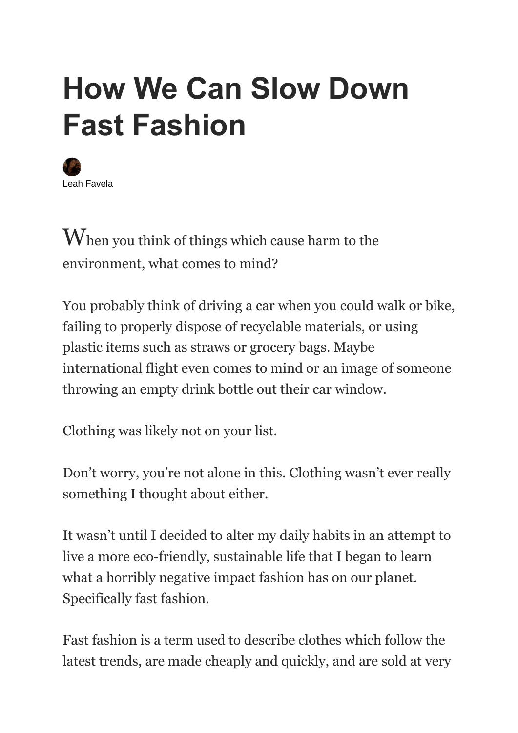# How We Can Slow Down Fast Fashion

Leah Favela

When you think of things which cause harm to the environment, what comes to mind?

You probably think of driving a car when you could walk or bike, failing to properly dispose of recyclable materials, or using plastic items such as straws or grocery bags. Maybe international flight even comes to mind or an image of someone throwing an empty drink bottle out their car window.

Clothing was likely not on your list.

Don't worry, you're not alone in this. Clothing wasn't ever really something I thought about either.

It wasn't until I decided to alter my daily habits in an attempt to live a more eco-friendly, sustainable life that I began to learn what a horribly negative impact fashion has on our planet. Specifically fast fashion.

Fast fashion is a term used to describe clothes which follow the latest trends, are made cheaply and quickly, and are sold at very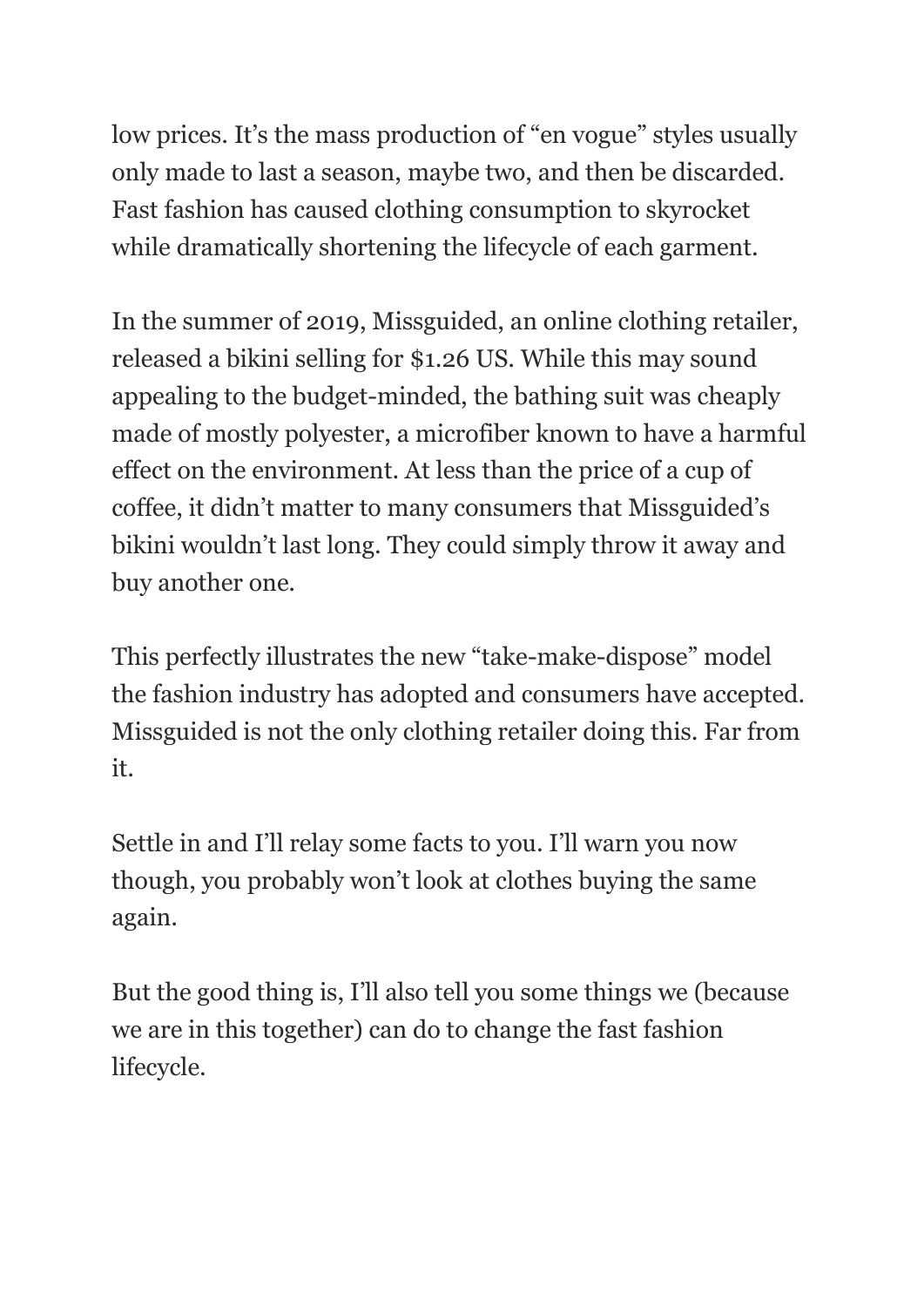low prices. It's the mass production of "en vogue" styles usually only made to last a season, maybe two, and then be discarded. Fast fashion has caused clothing consumption to skyrocket while dramatically shortening the lifecycle of each garment.

In the summer of 2019, Missguided, an online clothing retailer, released a bikini selling for $1.26 US. While this may sound appealing to the budget-minded, the bathing suit was cheaply made of mostly polyester, a microfiber known to have a harmful effect on the environment. At less than the price of a cup of coffee, it didn't matter to many consumers that Missguided's bikini wouldn't last long. They could simply throw it away and buy another one.

This perfectly illustrates the new "take-make-dispose" model the fashion industry has adopted and consumers have accepted. Missguided is not the only clothing retailer doing this. Far from it.

Settle in and I'll relay some facts to you. I'll warn you now though, you probably won't look at clothes buying the same again.

But the good thing is, I'll also tell you some things we (because we are in this together) can do to change the fast fashion lifecycle.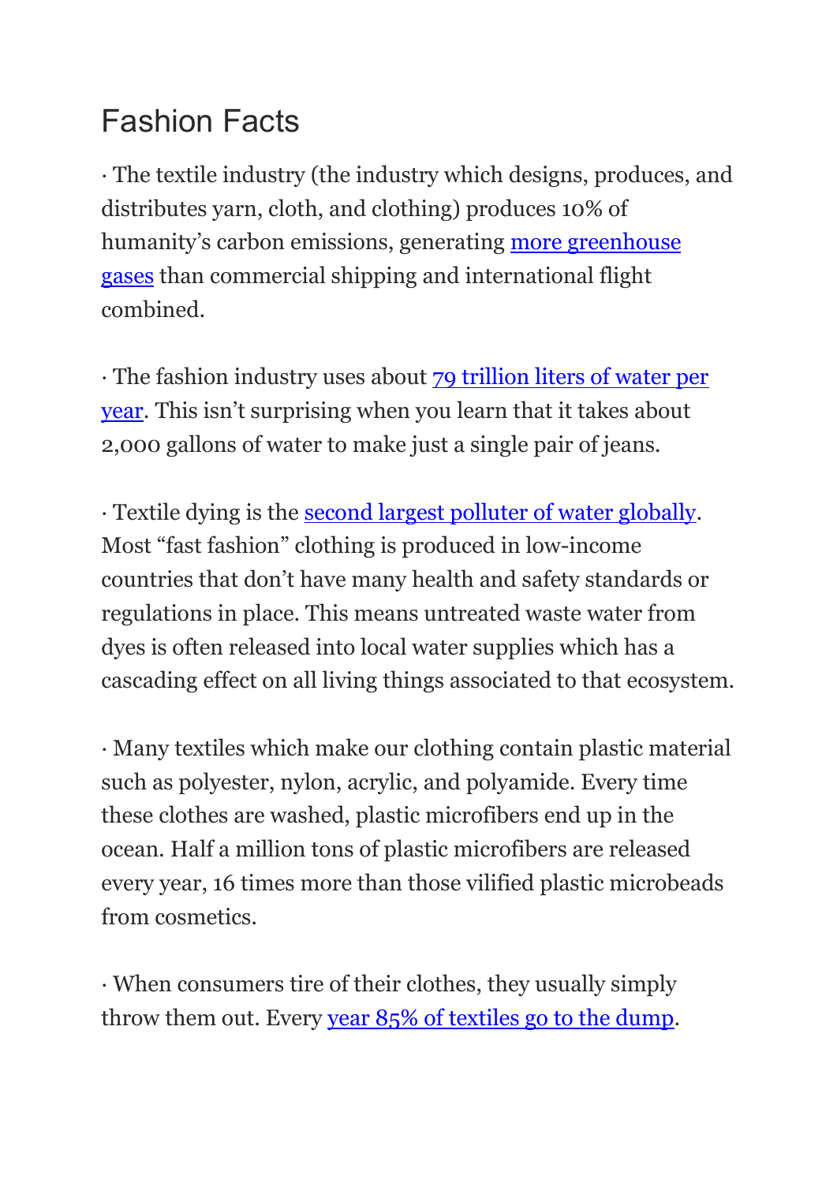## Fashion Facts

· The textile industry (the industry which designs, produces, and distributes yarn, cloth, and clothing) produces 10% of humanity's carbon emissions, generating more greenhouse gases than commercial shipping and international flight combined.

· The fashion industry uses about 79 trillion liters of water per year. This isn't surprising when you learn that it takes about 2,000 gallons of water to make just a single pair of jeans.

· Textile dying is the second largest polluter of water globally. Most "fast fashion" clothing is produced in low-income countries that don't have many health and safety standards or regulations in place. This means untreated waste water from dyes is often released into local water supplies which has a cascading effect on all living things associated to that ecosystem.

· Many textiles which make our clothing contain plastic material such as polyester, nylon, acrylic, and polyamide. Every time these clothes are washed, plastic microfibers end up in the ocean. Half a million tons of plastic microfibers are released every year, 16 times more than those vilified plastic microbeads from cosmetics.

· When consumers tire of their clothes, they usually simply throw them out. Every year 85% of textiles go to the dump.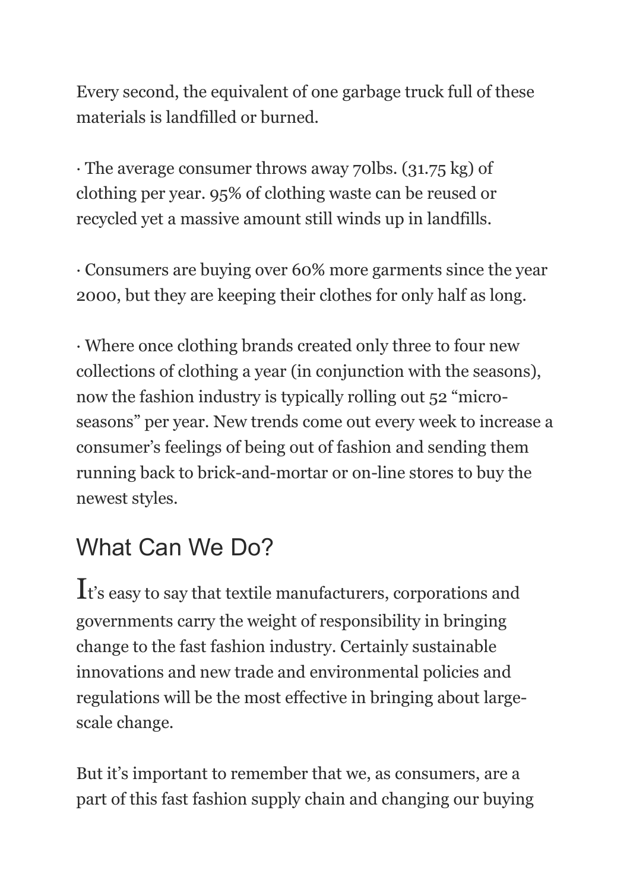Every second, the equivalent of one garbage truck full of these materials is landfilled or burned.

· The average consumer throws away 70lbs. (31.75 kg) of clothing per year. 95% of clothing waste can be reused or recycled yet a massive amount still winds up in landfills.

· Consumers are buying over 60% more garments since the year 2000, but they are keeping their clothes for only half as long.

· Where once clothing brands created only three to four new collections of clothing a year (in conjunction with the seasons), now the fashion industry is typically rolling out 52 "micro-seasons" per year. New trends come out every week to increase a consumer's feelings of being out of fashion and sending them running back to brick-and-mortar or on-line stores to buy the newest styles.

## What Can We Do?

It's easy to say that textile manufacturers, corporations and governments carry the weight of responsibility in bringing change to the fast fashion industry. Certainly sustainable innovations and new trade and environmental policies and regulations will be the most effective in bringing about large-scale change.

But it's important to remember that we, as consumers, are a part of this fast fashion supply chain and changing our buying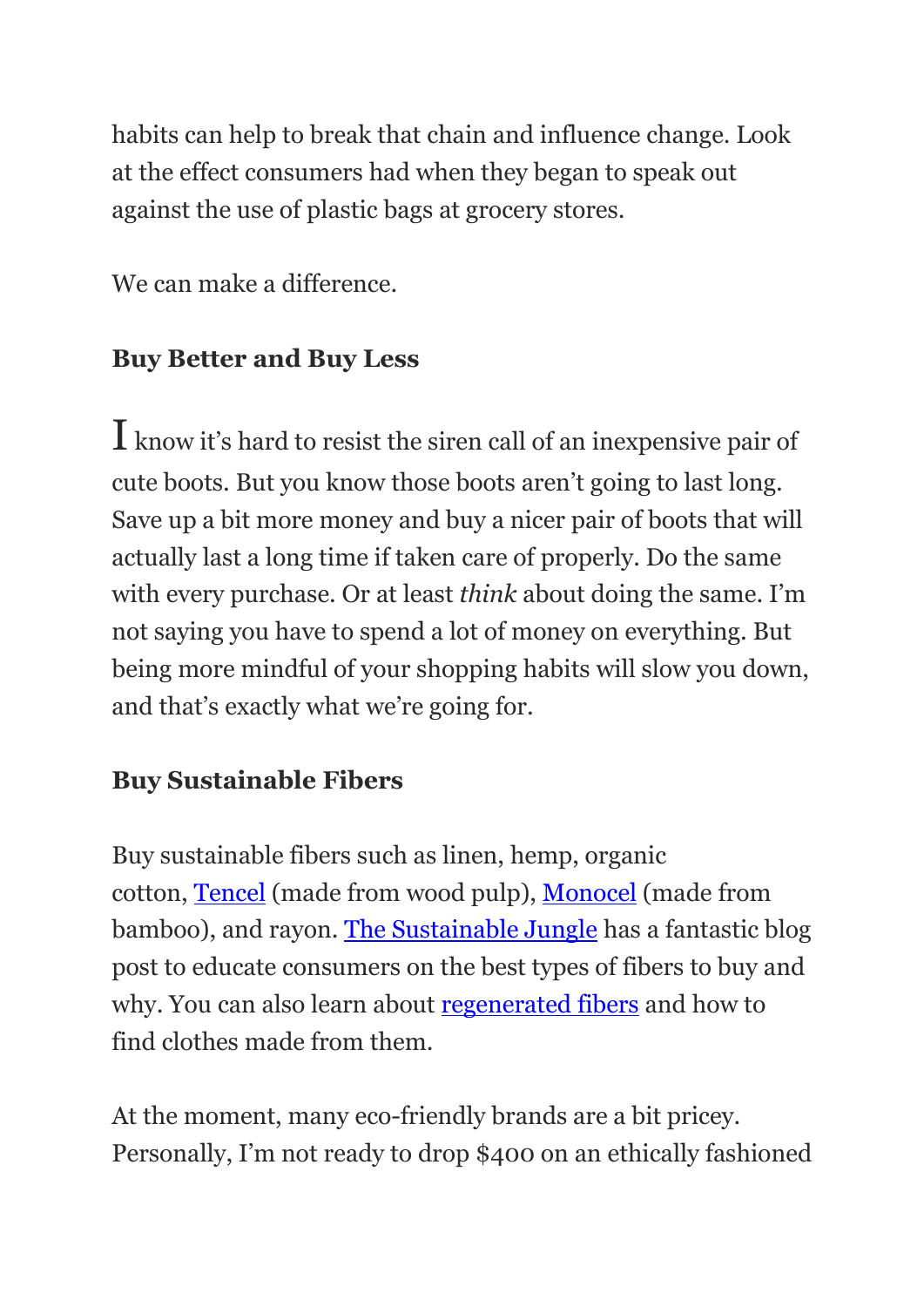habits can help to break that chain and influence change. Look at the effect consumers had when they began to speak out against the use of plastic bags at grocery stores.

We can make a difference.

**Buy Better and Buy Less**

I know it's hard to resist the siren call of an inexpensive pair of cute boots. But you know those boots aren't going to last long. Save up a bit more money and buy a nicer pair of boots that will actually last a long time if taken care of properly. Do the same with every purchase. Or at least *think* about doing the same. I'm not saying you have to spend a lot of money on everything. But being more mindful of your shopping habits will slow you down, and that's exactly what we're going for.

**Buy Sustainable Fibers**

Buy sustainable fibers such as linen, hemp, organic cotton, Tencel (made from wood pulp), Monocel (made from bamboo), and rayon. The Sustainable Jungle has a fantastic blog post to educate consumers on the best types of fibers to buy and why. You can also learn about regenerated fibers and how to find clothes made from them.

At the moment, many eco-friendly brands are a bit pricey. Personally, I'm not ready to drop $400 on an ethically fashioned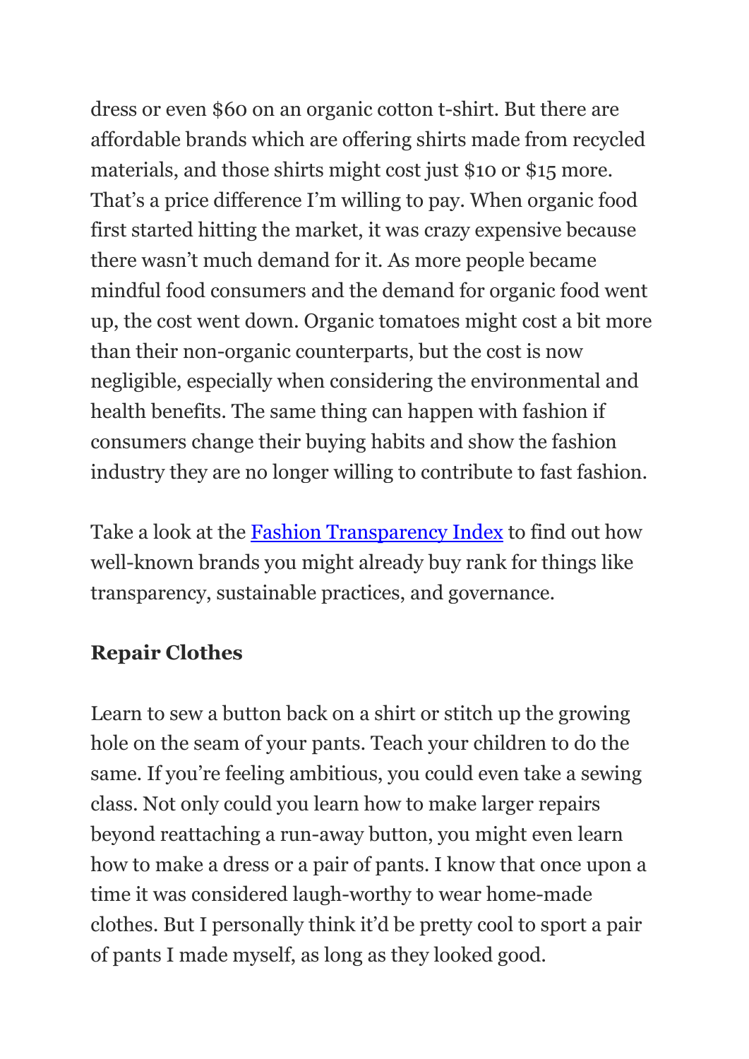dress or even $60 on an organic cotton t-shirt. But there are affordable brands which are offering shirts made from recycled materials, and those shirts might cost just $10 or $15 more. That's a price difference I'm willing to pay. When organic food first started hitting the market, it was crazy expensive because there wasn't much demand for it. As more people became mindful food consumers and the demand for organic food went up, the cost went down. Organic tomatoes might cost a bit more than their non-organic counterparts, but the cost is now negligible, especially when considering the environmental and health benefits. The same thing can happen with fashion if consumers change their buying habits and show the fashion industry they are no longer willing to contribute to fast fashion.

Take a look at the Fashion Transparency Index to find out how well-known brands you might already buy rank for things like transparency, sustainable practices, and governance.

**Repair Clothes**

Learn to sew a button back on a shirt or stitch up the growing hole on the seam of your pants. Teach your children to do the same. If you're feeling ambitious, you could even take a sewing class. Not only could you learn how to make larger repairs beyond reattaching a run-away button, you might even learn how to make a dress or a pair of pants. I know that once upon a time it was considered laugh-worthy to wear home-made clothes. But I personally think it'd be pretty cool to sport a pair of pants I made myself, as long as they looked good.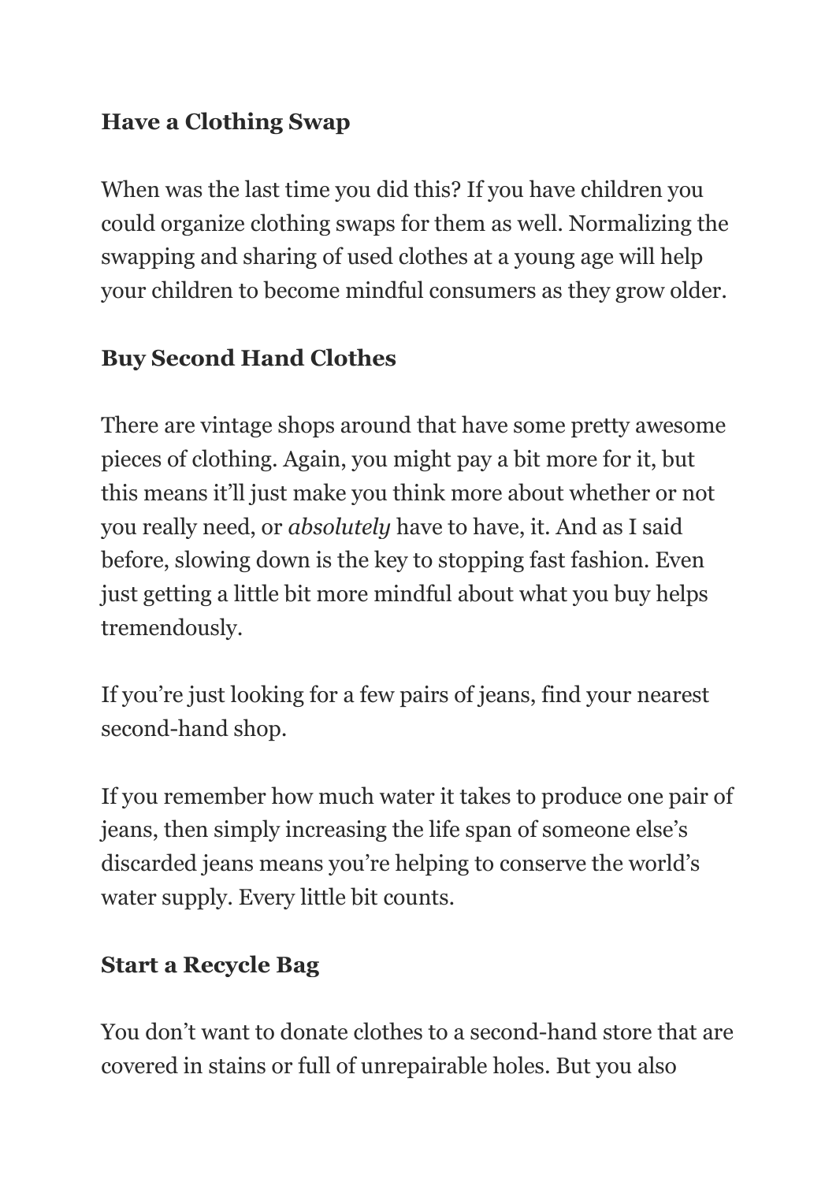**Have a Clothing Swap**

When was the last time you did this? If you have children you could organize clothing swaps for them as well. Normalizing the swapping and sharing of used clothes at a young age will help your children to become mindful consumers as they grow older.

**Buy Second Hand Clothes**

There are vintage shops around that have some pretty awesome pieces of clothing. Again, you might pay a bit more for it, but this means it'll just make you think more about whether or not you really need, or *absolutely* have to have, it. And as I said before, slowing down is the key to stopping fast fashion. Even just getting a little bit more mindful about what you buy helps tremendously.

If you're just looking for a few pairs of jeans, find your nearest second-hand shop.

If you remember how much water it takes to produce one pair of jeans, then simply increasing the life span of someone else's discarded jeans means you're helping to conserve the world's water supply. Every little bit counts.

**Start a Recycle Bag**

You don't want to donate clothes to a second-hand store that are covered in stains or full of unrepairable holes. But you also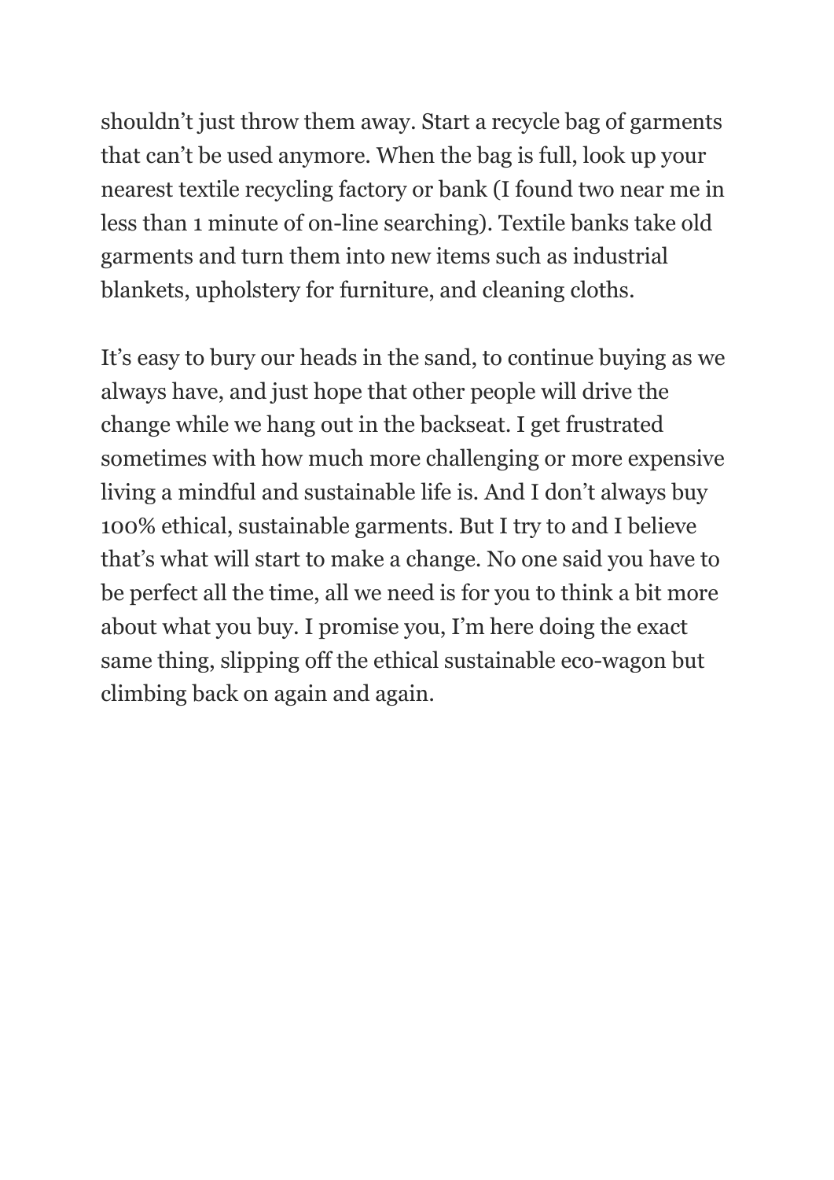shouldn't just throw them away. Start a recycle bag of garments that can't be used anymore. When the bag is full, look up your nearest textile recycling factory or bank (I found two near me in less than 1 minute of on-line searching). Textile banks take old garments and turn them into new items such as industrial blankets, upholstery for furniture, and cleaning cloths.

It's easy to bury our heads in the sand, to continue buying as we always have, and just hope that other people will drive the change while we hang out in the backseat. I get frustrated sometimes with how much more challenging or more expensive living a mindful and sustainable life is. And I don't always buy 100% ethical, sustainable garments. But I try to and I believe that's what will start to make a change. No one said you have to be perfect all the time, all we need is for you to think a bit more about what you buy. I promise you, I'm here doing the exact same thing, slipping off the ethical sustainable eco-wagon but climbing back on again and again.